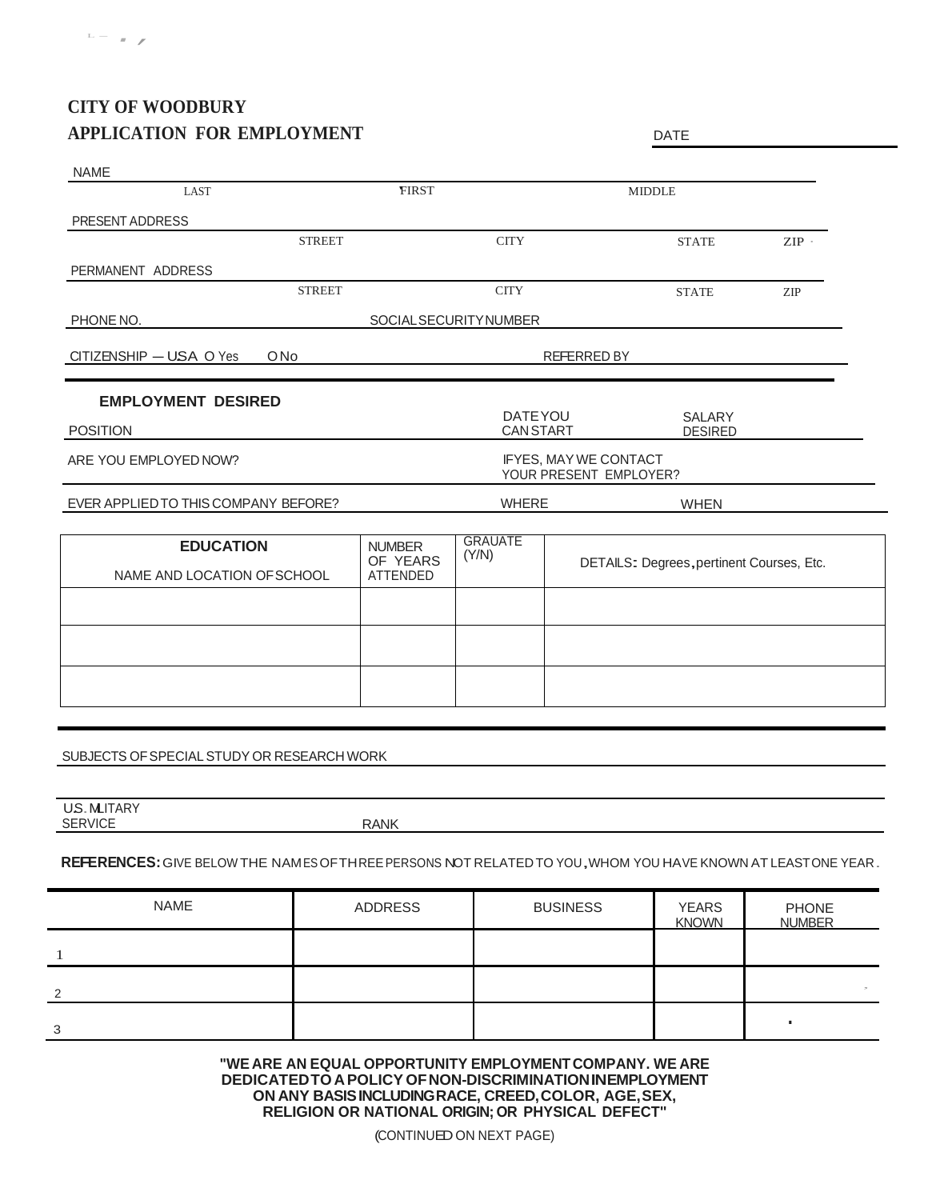**CITY OF WOODBURY**

**APPLICATION FOR EMPLOYMENT**

DATE

NAME

LAST FIRST MIDDLE

PRESENT ADDRESS

STREET CITY STATE ZIP

PERMANENT ADDRESS

STREET CITY STATE ZIP

PHONE NO. SOCIAL SECURITY NUMBER

CITIZENSHIP — USA O Yes O No REFERRED BY

**EMPLOYMENT DESIRED**

POSITION DATE YOU CAN START SALARY DESIRED

ARE YOU EMPLOYED NOW? IF YES, MAY WE CONTACT YOUR PRESENT EMPLOYER?

EVER APPLIED TO THIS COMPANY BEFORE? WHERE WHEN

| **EDUCATION**<br>NAME AND LOCATION OF SCHOOL | NUMBER OF YEARS ATTENDED | GRAUATE (Y/N) | DETAILS: Degrees, pertinent Courses, Etc. |
|---|---|---|---|
| | | | |
| | | | |
| | | | |

SUBJECTS OF SPECIAL STUDY OR RESEARCH WORK

U.S. MLITARY SERVICE RANK

**REFERENCES:** GIVE BELOW THE NAMES OF THREE PERSONS NOT RELATED TO YOU, WHOM YOU HAVE KNOWN AT LEAST ONE YEAR.

| NAME | ADDRESS | BUSINESS | YEARS KNOWN | PHONE NUMBER |
|---|---|---|---|---|
| 1 | | | | |
| 2 | | | | |
| 3 | | | | |

**"WE ARE AN EQUAL OPPORTUNITY EMPLOYMENT COMPANY. WE ARE DEDICATED TO A POLICY OF NON-DISCRIMINATION IN EMPLOYMENT ON ANY BASIS INCLUDING RACE, CREED, COLOR, AGE, SEX, RELIGION OR NATIONAL ORIGIN; OR PHYSICAL DEFECT"**

(CONTINUED ON NEXT PAGE)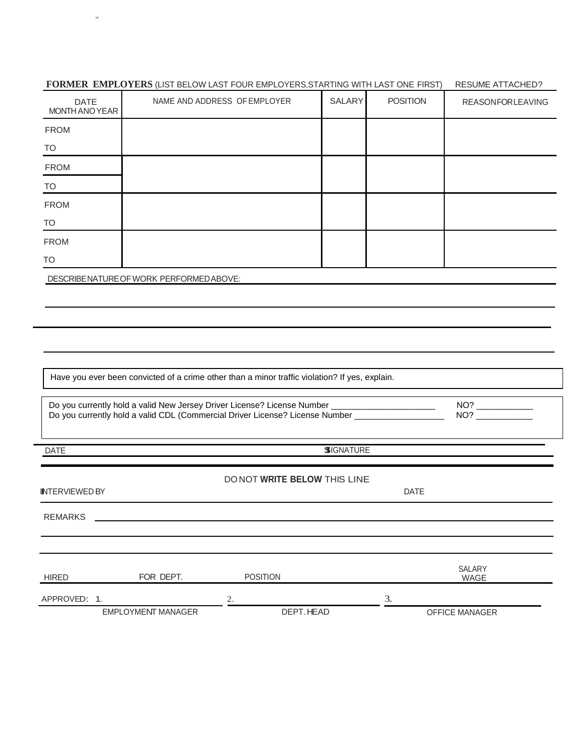**FORMER EMPLOYERS** (LIST BELOW LAST FOUR EMPLOYERS,STARTING WITH LAST ONE FIRST) RESUME ATTACHED?

| DATE MONTH ANO YEAR | NAME AND ADDRESS OF EMPLOYER | SALARY | POSITION | REASON FOR LEAVING |
|---|---|---|---|---|
| FROM<br>TO | | | | |
| FROM<br>TO | | | | |
| FROM<br>TO | | | | |
| FROM<br>TO | | | | |

DESCRIBE NATURE OF WORK PERFORMED ABOVE: ______________________________

______________________________

______________________________

______________________________

Have you ever been convicted of a crime other than a minor traffic violation? If yes, explain.

Do you currently hold a valid New Jersey Driver License? License Number ____________________ NO? __________
Do you currently hold a valid CDL (Commercial Driver License? License Number ____________________ NO? __________

DATE ______________________ SIGNATURE ______________________

DO NOT **WRITE BELOW** THIS LINE

INTERVIEWED BY ______________________ DATE ______________________

REMARKS ______________________________

______________________________

______________________________

HIRED ________ FOR DEPT. ________ POSITION ________ SALARY WAGE ________

APPROVED: 1. ______________________ 2. ______________________ 3. ______________________

EMPLOYMENT MANAGER DEPT. HEAD OFFICE MANAGER